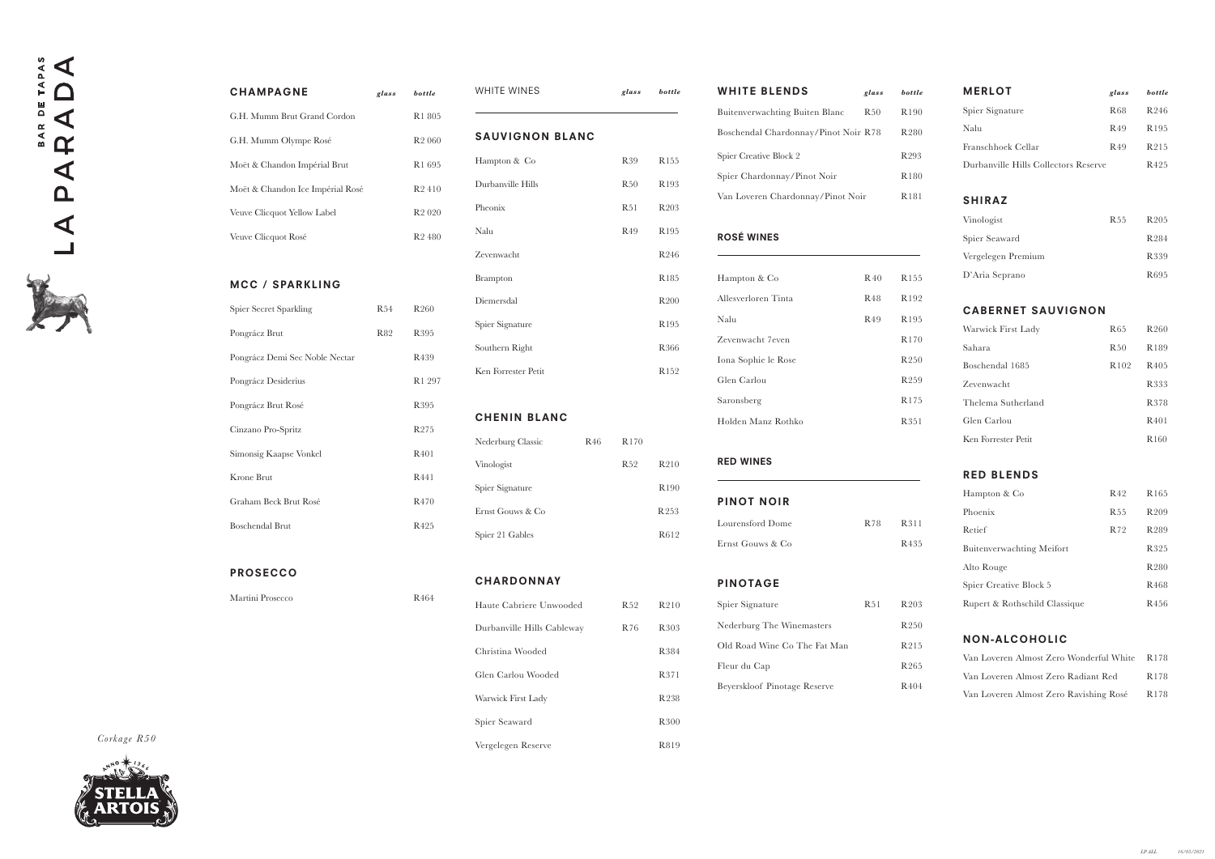# LA PARADA

BAR DE TAPAS

## CHAMPAGNE

| | glass | bottle |
|---|---|---|
| G.H. Mumm Brut Grand Cordon | | R1 805 |
| G.H. Mumm Olympe Rosé | | R2 060 |
| Moët & Chandon Impérial Brut | | R1 695 |
| Moët & Chandon Ice Impérial Rosé | | R2 410 |
| Veuve Clicquot Yellow Label | | R2 020 |
| Veuve Clicquot Rosé | | R2 480 |

## MCC / SPARKLING

| | glass | bottle |
|---|---|---|
| Spier Secret Sparkling | R54 | R260 |
| Pongrácz Brut | R82 | R395 |
| Pongrácz Demi Sec Noble Nectar | | R439 |
| Pongrácz Desiderius | | R1 297 |
| Pongrácz Brut Rosé | | R395 |
| Cinzano Pro-Spritz | | R275 |
| Simonsig Kaapse Vonkel | | R401 |
| Krone Brut | | R441 |
| Graham Beck Brut Rosé | | R470 |
| Boschendal Brut | | R425 |

## PROSECCO

| | glass | bottle |
|---|---|---|
| Martini Prosecco | | R464 |

*Corkage R50*

## WHITE WINES

### SAUVIGNON BLANC

| | glass | bottle |
|---|---|---|
| Hampton & Co | R39 | R155 |
| Durbanville Hills | R50 | R193 |
| Pheonix | R51 | R203 |
| Nalu | R49 | R195 |
| Zevenwacht | | R246 |
| Brampton | | R185 |
| Diemersdal | | R200 |
| Spier Signature | | R195 |
| Southern Right | | R366 |
| Ken Forrester Petit | | R152 |

### CHENIN BLANC

| | glass | bottle |
|---|---|---|
| Nederburg Classic | R46 | R170 |
| Vinologist | R52 | R210 |
| Spier Signature | | R190 |
| Ernst Gouws & Co | | R253 |
| Spier 21 Gables | | R612 |

### CHARDONNAY

| | glass | bottle |
|---|---|---|
| Haute Cabriere Unwooded | R52 | R210 |
| Durbanville Hills Cableway | R76 | R303 |
| Christina Wooded | | R384 |
| Glen Carlou Wooded | | R371 |
| Warwick First Lady | | R238 |
| Spier Seaward | | R300 |
| Vergelegen Reserve | | R819 |

## WHITE BLENDS

| | glass | bottle |
|---|---|---|
| Buitenverwachting Buiten Blanc | R50 | R190 |
| Boschendal Chardonnay/Pinot Noir | R78 | R280 |
| Spier Creative Block 2 | | R293 |
| Spier Chardonnay/Pinot Noir | | R180 |
| Van Loveren Chardonnay/Pinot Noir | | R181 |

## ROSÉ WINES

| | glass | bottle |
|---|---|---|
| Hampton & Co | R40 | R155 |
| Allesverloren Tinta | R48 | R192 |
| Nalu | R49 | R195 |
| Zevenwacht 7even | | R170 |
| Iona Sophie le Rose | | R250 |
| Glen Carlou | | R259 |
| Saronsberg | | R175 |
| Holden Manz Rothko | | R351 |

## RED WINES

### PINOT NOIR

| | glass | bottle |
|---|---|---|
| Lourensford Dome | R78 | R311 |
| Ernst Gouws & Co | | R435 |

### PINOTAGE

| | glass | bottle |
|---|---|---|
| Spier Signature | R51 | R203 |
| Nederburg The Winemasters | | R250 |
| Old Road Wine Co The Fat Man | | R215 |
| Fleur du Cap | | R265 |
| Beyerskloof Pinotage Reserve | | R404 |

### MERLOT

| | glass | bottle |
|---|---|---|
| Spier Signature | R68 | R246 |
| Nalu | R49 | R195 |
| Franschhoek Cellar | R49 | R215 |
| Durbanville Hills Collectors Reserve | | R425 |

### SHIRAZ

| | glass | bottle |
|---|---|---|
| Vinologist | R55 | R205 |
| Spier Seaward | | R284 |
| Vergelegen Premium | | R339 |
| D'Aria Seprano | | R695 |

### CABERNET SAUVIGNON

| | glass | bottle |
|---|---|---|
| Warwick First Lady | R65 | R260 |
| Sahara | R50 | R189 |
| Boschendal 1685 | R102 | R405 |
| Zevenwacht | | R333 |
| Thelema Sutherland | | R378 |
| Glen Carlou | | R401 |
| Ken Forrester Petit | | R160 |

### RED BLENDS

| | glass | bottle |
|---|---|---|
| Hampton & Co | R42 | R165 |
| Phoenix | R55 | R209 |
| Retief | R72 | R289 |
| Buitenverwachting Meifort | | R325 |
| Alto Rouge | | R280 |
| Spier Creative Block 5 | | R468 |
| Rupert & Rothschild Classique | | R456 |

## NON-ALCOHOLIC

| | bottle |
|---|---|
| Van Loveren Almost Zero Wonderful White | R178 |
| Van Loveren Almost Zero Radiant Red | R178 |
| Van Loveren Almost Zero Ravishing Rosé | R178 |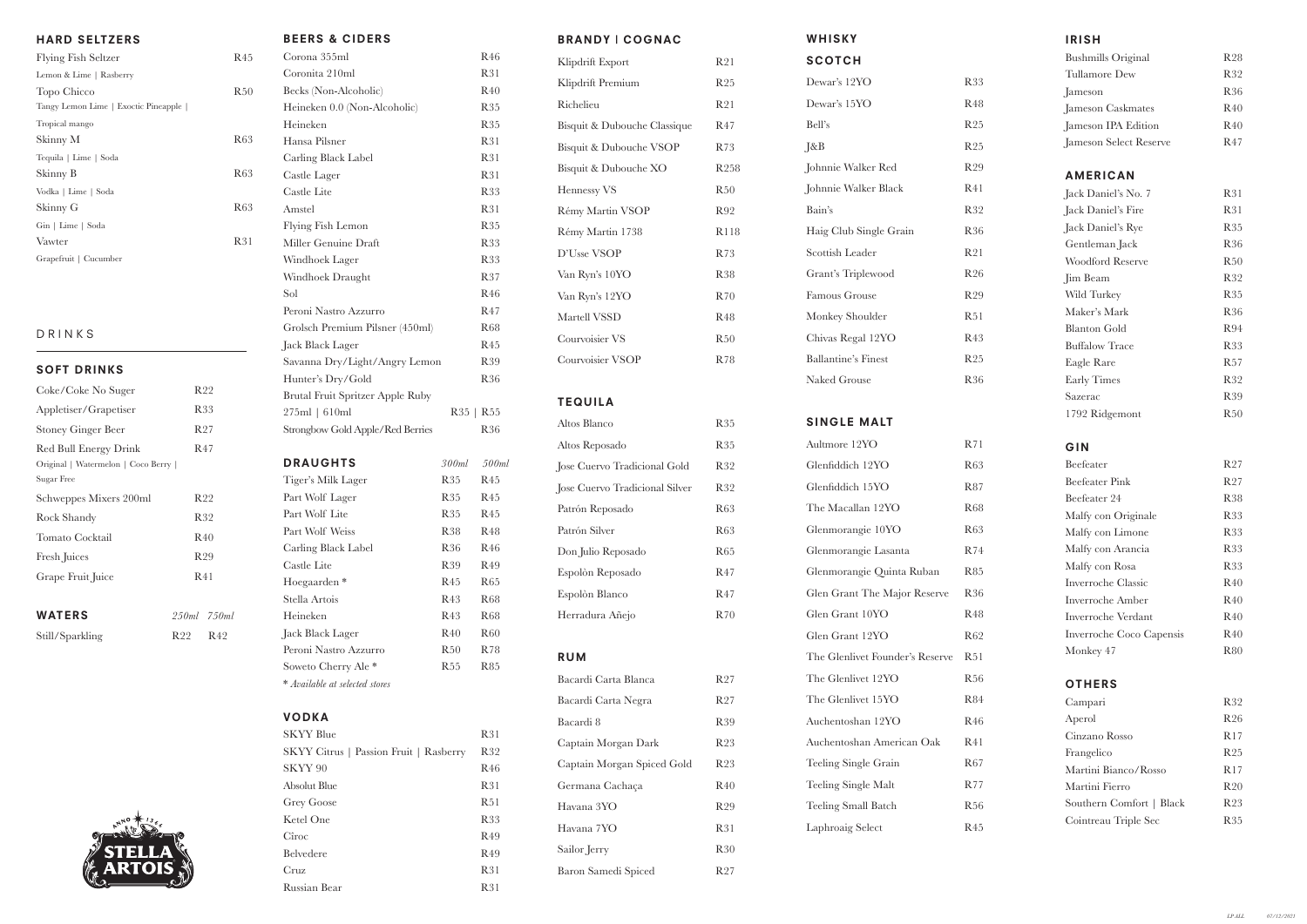## HARD SELTZERS

| | |
|---|---|
| Flying Fish Seltzer | R45 |
| Lemon & Lime \| Rasberry | |
| Topo Chicco | R50 |
| Tangy Lemon Lime \| Exoctic Pineapple \| Tropical mango | |
| Skinny M | R63 |
| Tequila \| Lime \| Soda | |
| Skinny B | R63 |
| Vodka \| Lime \| Soda | |
| Skinny G | R63 |
| Gin \| Lime \| Soda | |
| Vawter | R31 |
| Grapefruit \| Cucumber | |

# DRINKS

## SOFT DRINKS

| | |
|---|---|
| Coke/Coke No Suger | R22 |
| Appletiser/Grapetiser | R33 |
| Stoney Ginger Beer | R27 |
| Red Bull Energy Drink | R47 |
| Original \| Watermelon \| Coco Berry \| Sugar Free | |
| Schweppes Mixers 200ml | R22 |
| Rock Shandy | R32 |
| Tomato Cocktail | R40 |
| Fresh Juices | R29 |
| Grape Fruit Juice | R41 |

## WATERS

| | *250ml* | *750ml* |
|---|---|---|
| Still/Sparkling | R22 | R42 |

## BEERS & CIDERS

| | |
|---|---|
| Corona 355ml | R46 |
| Coronita 210ml | R31 |
| Becks (Non-Alcoholic) | R40 |
| Heineken 0.0 (Non-Alcoholic) | R35 |
| Heineken | R35 |
| Hansa Pilsner | R31 |
| Carling Black Label | R31 |
| Castle Lager | R31 |
| Castle Lite | R33 |
| Amstel | R31 |
| Flying Fish Lemon | R35 |
| Miller Genuine Draft | R33 |
| Windhoek Lager | R33 |
| Windhoek Draught | R37 |
| Sol | R46 |
| Peroni Nastro Azzurro | R47 |
| Grolsch Premium Pilsner (450ml) | R68 |
| Jack Black Lager | R45 |
| Savanna Dry/Light/Angry Lemon | R39 |
| Hunter's Dry/Gold | R36 |
| Brutal Fruit Spritzer Apple Ruby 275ml \| 610ml | R35 \| R55 |
| Strongbow Gold Apple/Red Berries | R36 |

## DRAUGHTS

| | *300ml* | *500ml* |
|---|---|---|
| Tiger's Milk Lager | R35 | R45 |
| Part Wolf Lager | R35 | R45 |
| Part Wolf Lite | R35 | R45 |
| Part Wolf Weiss | R38 | R48 |
| Carling Black Label | R36 | R46 |
| Castle Lite | R39 | R49 |
| Hoegaarden * | R45 | R65 |
| Stella Artois | R43 | R68 |
| Heineken | R43 | R68 |
| Jack Black Lager | R40 | R60 |
| Peroni Nastro Azzurro | R50 | R78 |
| Soweto Cherry Ale * | R55 | R85 |

*\* Available at selected stores*

## VODKA

| | |
|---|---|
| SKYY Blue | R31 |
| SKYY Citrus \| Passion Fruit \| Rasberry | R32 |
| SKYY 90 | R46 |
| Absolut Blue | R31 |
| Grey Goose | R51 |
| Ketel One | R33 |
| Ciroc | R49 |
| Belvedere | R49 |
| Cruz | R31 |
| Russian Bear | R31 |

## BRANDY | COGNAC

| | |
|---|---|
| Klipdrift Export | R21 |
| Klipdrift Premium | R25 |
| Richelieu | R21 |
| Bisquit & Dubouche Classique | R47 |
| Bisquit & Dubouche VSOP | R73 |
| Bisquit & Dubouche XO | R258 |
| Hennessy VS | R50 |
| Rémy Martin VSOP | R92 |
| Rémy Martin 1738 | R118 |
| D'Usse VSOP | R73 |
| Van Ryn's 10YO | R38 |
| Van Ryn's 12YO | R70 |
| Martell VSSD | R48 |
| Courvoisier VS | R50 |
| Courvoisier VSOP | R78 |

## TEQUILA

| | |
|---|---|
| Altos Blanco | R35 |
| Altos Reposado | R35 |
| Jose Cuervo Tradicional Gold | R32 |
| Jose Cuervo Tradicional Silver | R32 |
| Patrón Reposado | R63 |
| Patrón Silver | R63 |
| Don Julio Reposado | R65 |
| Espolòn Reposado | R47 |
| Espolòn Blanco | R47 |
| Herradura Añejo | R70 |

## RUM

| | |
|---|---|
| Bacardi Carta Blanca | R27 |
| Bacardi Carta Negra | R27 |
| Bacardi 8 | R39 |
| Captain Morgan Dark | R23 |
| Captain Morgan Spiced Gold | R23 |
| Germana Cachaça | R40 |
| Havana 3YO | R29 |
| Havana 7YO | R31 |
| Sailor Jerry | R30 |
| Baron Samedi Spiced | R27 |

## WHISKY

### SCOTCH

| | |
|---|---|
| Dewar's 12YO | R33 |
| Dewar's 15YO | R48 |
| Bell's | R25 |
| J&B | R25 |
| Johnnie Walker Red | R29 |
| Johnnie Walker Black | R41 |
| Bain's | R32 |
| Haig Club Single Grain | R36 |
| Scottish Leader | R21 |
| Grant's Triplewood | R26 |
| Famous Grouse | R29 |
| Monkey Shoulder | R51 |
| Chivas Regal 12YO | R43 |
| Ballantine's Finest | R25 |
| Naked Grouse | R36 |

### SINGLE MALT

| | |
|---|---|
| Aultmore 12YO | R71 |
| Glenfiddich 12YO | R63 |
| Glenfiddich 15YO | R87 |
| The Macallan 12YO | R68 |
| Glenmorangie 10YO | R63 |
| Glenmorangie Lasanta | R74 |
| Glenmorangie Quinta Ruban | R85 |
| Glen Grant The Major Reserve | R36 |
| Glen Grant 10YO | R48 |
| Glen Grant 12YO | R62 |
| The Glenlivet Founder's Reserve | R51 |
| The Glenlivet 12YO | R56 |
| The Glenlivet 15YO | R84 |
| Auchentoshan 12YO | R46 |
| Auchentoshan American Oak | R41 |
| Teeling Single Grain | R67 |
| Teeling Single Malt | R77 |
| Teeling Small Batch | R56 |
| Laphroaig Select | R45 |

## IRISH

| | |
|---|---|
| Bushmills Original | R28 |
| Tullamore Dew | R32 |
| Jameson | R36 |
| Jameson Caskmates | R40 |
| Jameson IPA Edition | R40 |
| Jameson Select Reserve | R47 |

## AMERICAN

| | |
|---|---|
| Jack Daniel's No. 7 | R31 |
| Jack Daniel's Fire | R31 |
| Jack Daniel's Rye | R35 |
| Gentleman Jack | R36 |
| Woodford Reserve | R50 |
| Jim Beam | R32 |
| Wild Turkey | R35 |
| Maker's Mark | R36 |
| Blanton Gold | R94 |
| Buffalow Trace | R33 |
| Eagle Rare | R57 |
| Early Times | R32 |
| Sazerac | R39 |
| 1792 Ridgemont | R50 |

## GIN

| | |
|---|---|
| Beefeater | R27 |
| Beefeater Pink | R27 |
| Beefeater 24 | R38 |
| Malfy con Originale | R33 |
| Malfy con Limone | R33 |
| Malfy con Arancia | R33 |
| Malfy con Rosa | R33 |
| Inverroche Classic | R40 |
| Inverroche Amber | R40 |
| Inverroche Verdant | R40 |
| Inverroche Coco Capensis | R40 |
| Monkey 47 | R80 |

## OTHERS

| | |
|---|---|
| Campari | R32 |
| Aperol | R26 |
| Cinzano Rosso | R17 |
| Frangelico | R25 |
| Martini Bianco/Rosso | R17 |
| Martini Fierro | R20 |
| Southern Comfort \| Black | R23 |
| Cointreau Triple Sec | R35 |